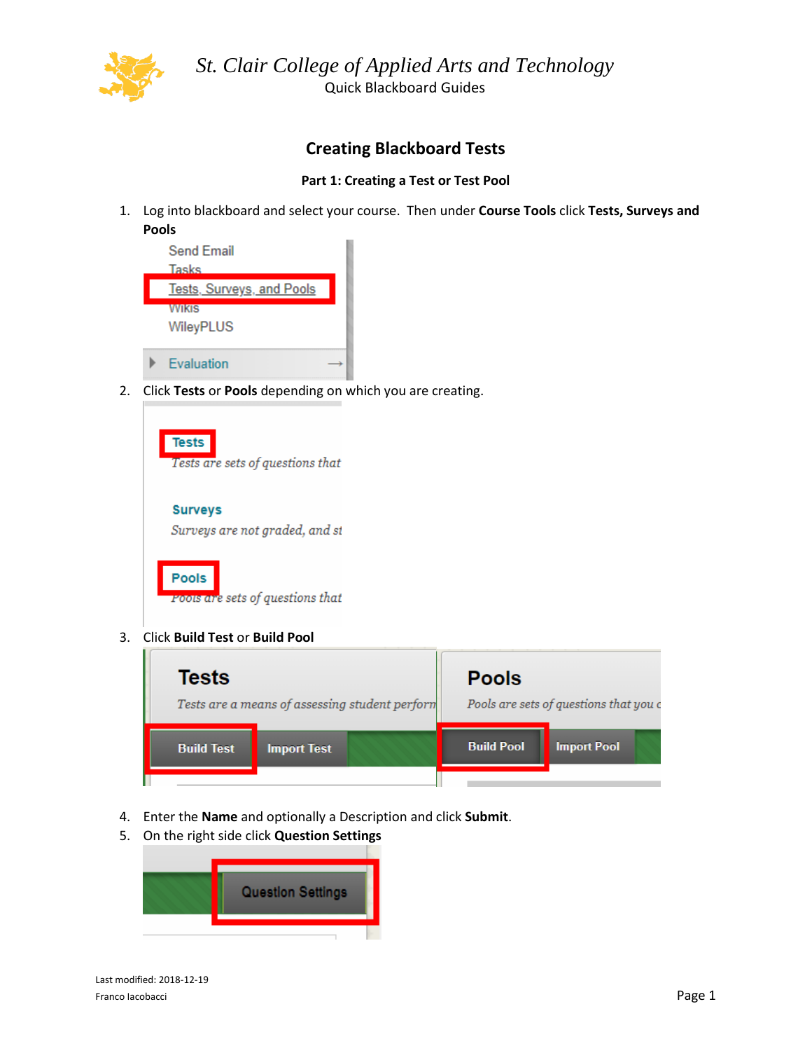*St. Clair College of Applied Arts and Technology*

Quick Blackboard Guides

# Creating Blackboard Tests

## Part 1: Creating a Test or Test Pool

1. Log into blackboard and select your course. Then under **Course Tools** click **Tests, Surveys and Pools**
2. Click **Tests** or **Pools** depending on which you are creating.
3. Click **Build Test** or **Build Pool**
4. Enter the **Name** and optionally a Description and click **Submit**.
5. On the right side click **Question Settings**

Last modified: 2018-12-19

Franco Iacobacci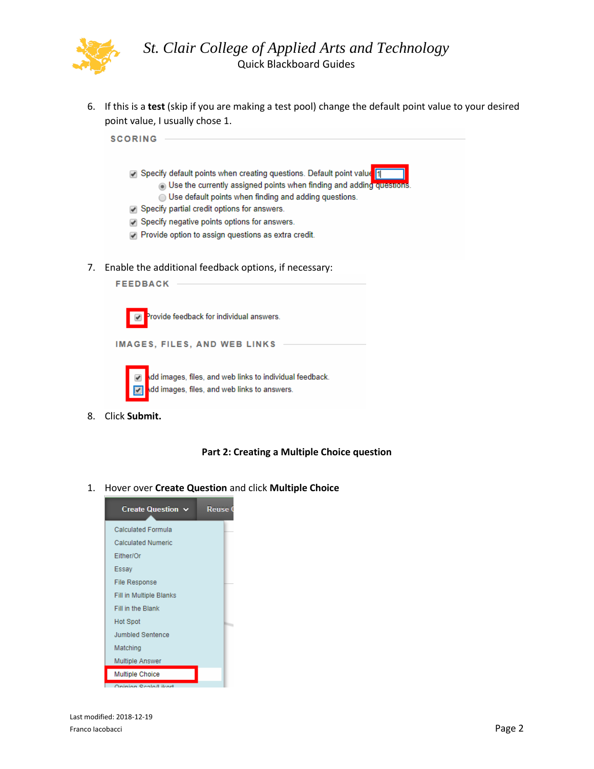6. If this is a **test** (skip if you are making a test pool) change the default point value to your desired point value, I usually chose 1.

7. Enable the additional feedback options, if necessary:

8. Click **Submit.**

**Part 2: Creating a Multiple Choice question**

1. Hover over **Create Question** and click **Multiple Choice**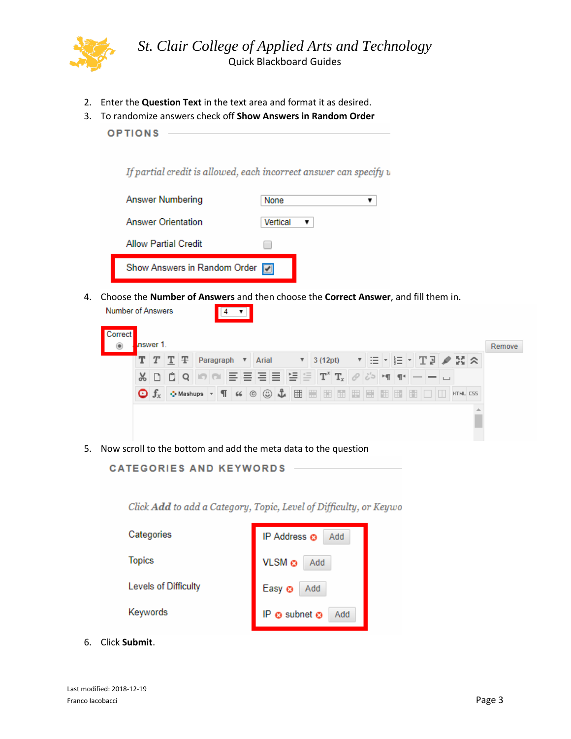2. Enter the **Question Text** in the text area and format it as desired.
3. To randomize answers check off **Show Answers in Random Order**

OPTIONS

*If partial credit is allowed, each incorrect answer can specify u*

Answer Numbering — None

Answer Orientation — Vertical

Allow Partial Credit

Show Answers in Random Order

4. Choose the **Number of Answers** and then choose the **Correct Answer**, and fill them in.

Number of Answers — 4

Correct — Answer 1. — Remove

5. Now scroll to the bottom and add the meta data to the question

CATEGORIES AND KEYWORDS

*Click **Add** to add a Category, Topic, Level of Difficulty, or Keywo*

| | |
|---|---|
| Categories | IP Address — Add |
| Topics | VLSM — Add |
| Levels of Difficulty | Easy — Add |
| Keywords | IP, subnet — Add |

6. Click **Submit**.

Last modified: 2018-12-19
Franco Iacobacci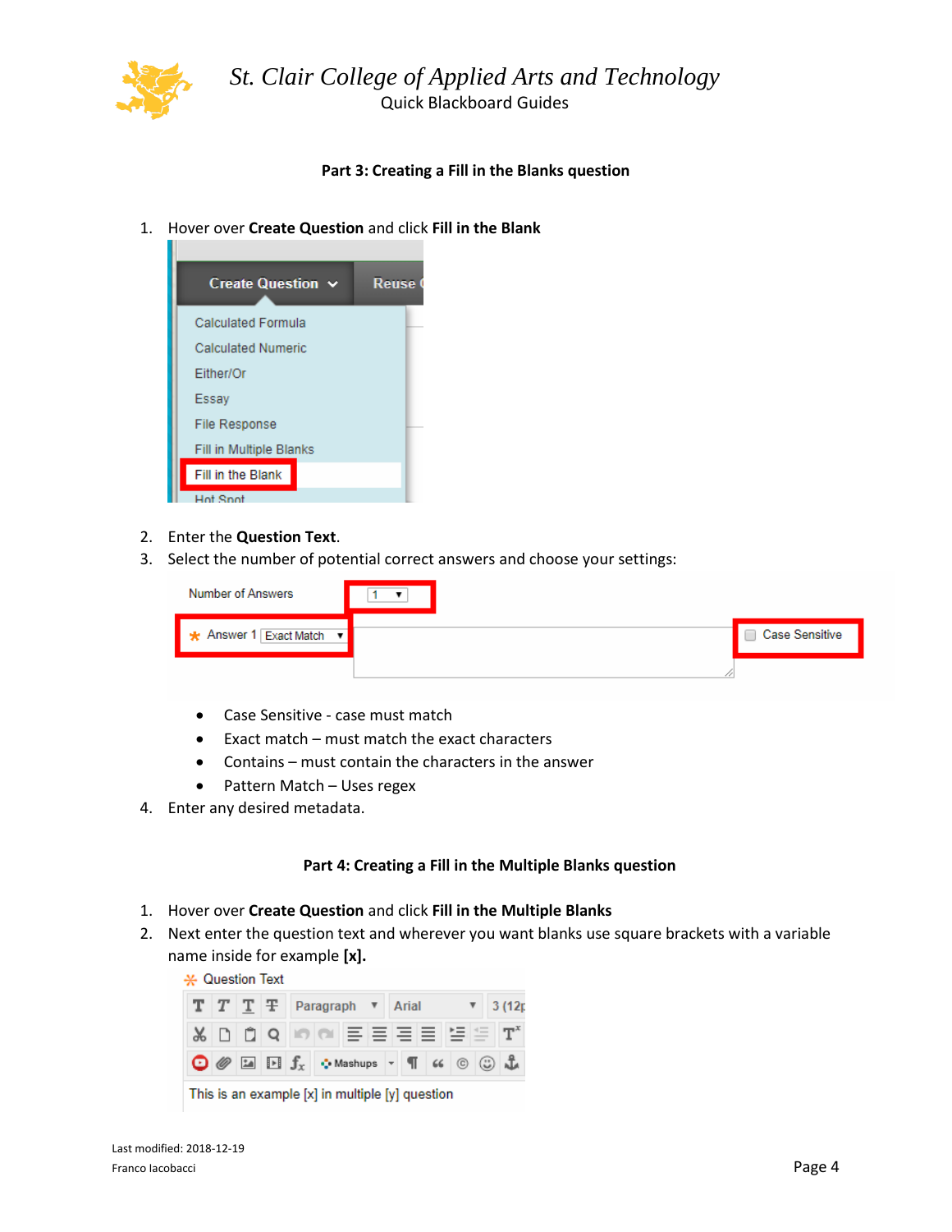## Part 3: Creating a Fill in the Blanks question

1. Hover over **Create Question** and click **Fill in the Blank**
2. Enter the **Question Text**.
3. Select the number of potential correct answers and choose your settings:
   - Case Sensitive - case must match
   - Exact match – must match the exact characters
   - Contains – must contain the characters in the answer
   - Pattern Match – Uses regex
4. Enter any desired metadata.

## Part 4: Creating a Fill in the Multiple Blanks question

1. Hover over **Create Question** and click **Fill in the Multiple Blanks**
2. Next enter the question text and wherever you want blanks use square brackets with a variable name inside for example **[x].**

Last modified: 2018-12-19
Franco Iacobacci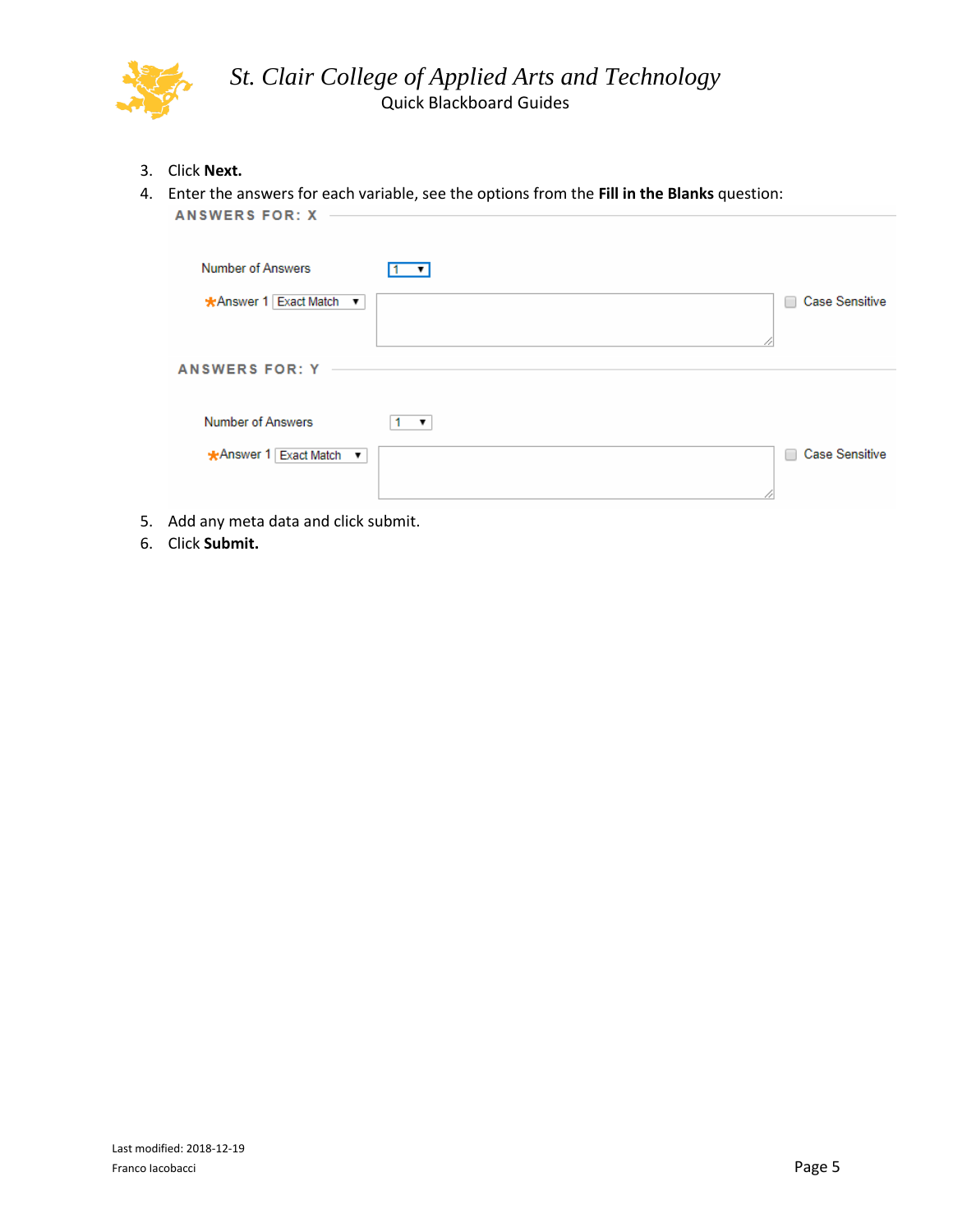3. Click **Next.**
4. Enter the answers for each variable, see the options from the **Fill in the Blanks** question:

ANSWERS FOR: X

Number of Answers 1

*Answer 1 Exact Match    Case Sensitive

ANSWERS FOR: Y

Number of Answers 1

*Answer 1 Exact Match    Case Sensitive

5. Add any meta data and click submit.
6. Click **Submit.**